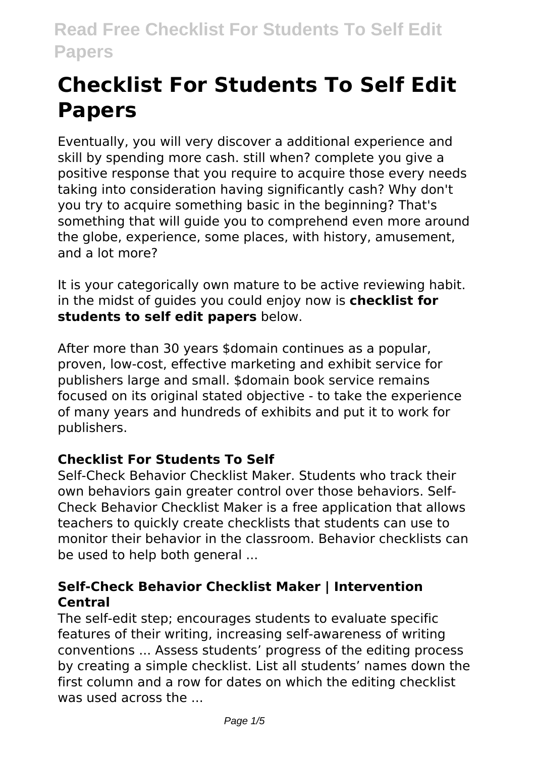# Checklist For Students To Self Edit Papers

Eventually, you will very discover a additional experience and skill by spending more cash. still when? complete you give a positive response that you require to acquire those every needs taking into consideration having significantly cash? Why don't you try to acquire something basic in the beginning? That's something that will guide you to comprehend even more around the globe, experience, some places, with history, amusement, and a lot more?

It is your categorically own mature to be active reviewing habit. in the midst of guides you could enjoy now is **checklist for students to self edit papers** below.

After more than 30 years $domain continues as a popular, proven, low-cost, effective marketing and exhibit service for publishers large and small. $domain book service remains focused on its original stated objective - to take the experience of many years and hundreds of exhibits and put it to work for publishers.

### Checklist For Students To Self

Self-Check Behavior Checklist Maker. Students who track their own behaviors gain greater control over those behaviors. Self-Check Behavior Checklist Maker is a free application that allows teachers to quickly create checklists that students can use to monitor their behavior in the classroom. Behavior checklists can be used to help both general ...

### Self-Check Behavior Checklist Maker | Intervention Central

The self-edit step; encourages students to evaluate specific features of their writing, increasing self-awareness of writing conventions ... Assess students' progress of the editing process by creating a simple checklist. List all students' names down the first column and a row for dates on which the editing checklist was used across the ...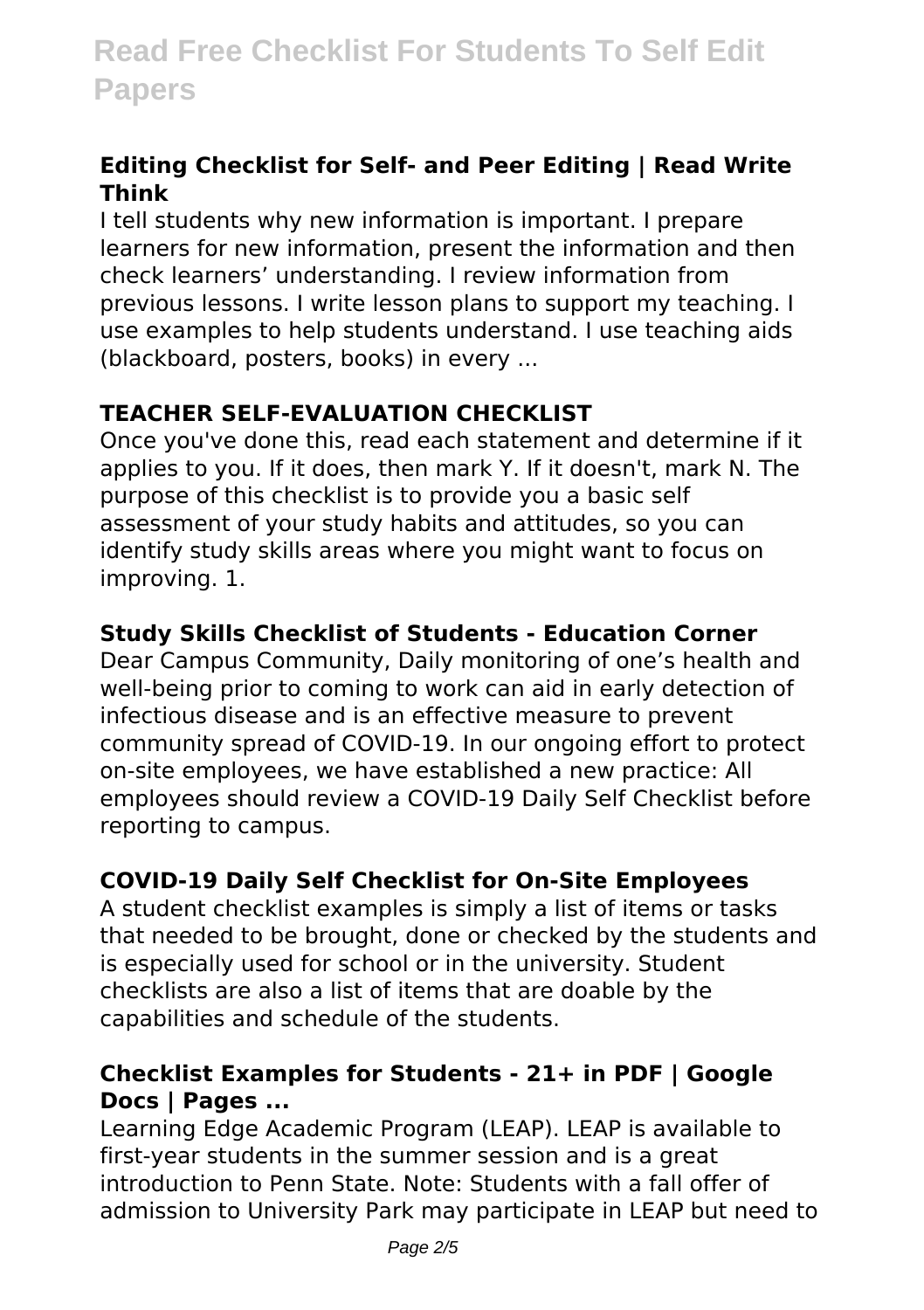### Editing Checklist for Self- and Peer Editing | Read Write Think

I tell students why new information is important. I prepare learners for new information, present the information and then check learners' understanding. I review information from previous lessons. I write lesson plans to support my teaching. I use examples to help students understand. I use teaching aids (blackboard, posters, books) in every ...

### TEACHER SELF-EVALUATION CHECKLIST

Once you've done this, read each statement and determine if it applies to you. If it does, then mark Y. If it doesn't, mark N. The purpose of this checklist is to provide you a basic self assessment of your study habits and attitudes, so you can identify study skills areas where you might want to focus on improving. 1.

### Study Skills Checklist of Students - Education Corner

Dear Campus Community, Daily monitoring of one's health and well-being prior to coming to work can aid in early detection of infectious disease and is an effective measure to prevent community spread of COVID-19. In our ongoing effort to protect on-site employees, we have established a new practice: All employees should review a COVID-19 Daily Self Checklist before reporting to campus.

### COVID-19 Daily Self Checklist for On-Site Employees

A student checklist examples is simply a list of items or tasks that needed to be brought, done or checked by the students and is especially used for school or in the university. Student checklists are also a list of items that are doable by the capabilities and schedule of the students.

### Checklist Examples for Students - 21+ in PDF | Google Docs | Pages ...

Learning Edge Academic Program (LEAP). LEAP is available to first-year students in the summer session and is a great introduction to Penn State. Note: Students with a fall offer of admission to University Park may participate in LEAP but need to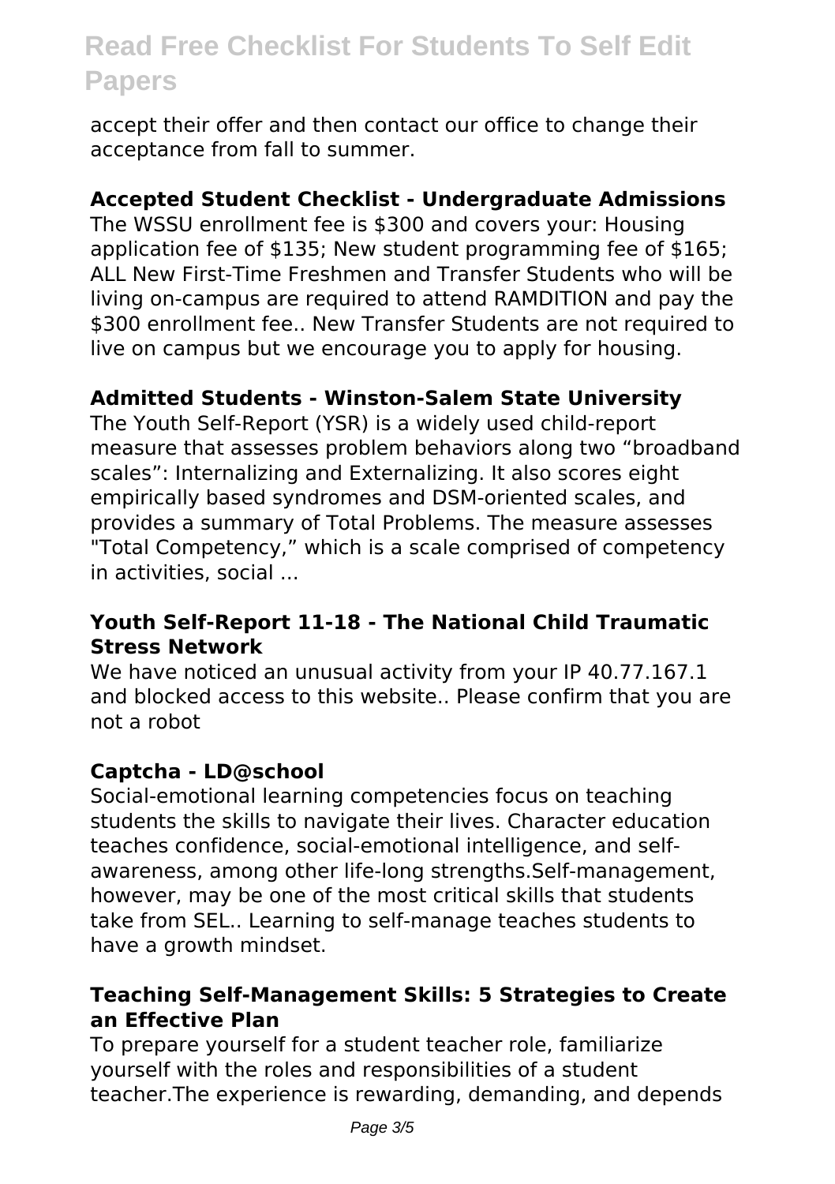accept their offer and then contact our office to change their acceptance from fall to summer.

**Accepted Student Checklist - Undergraduate Admissions**

The WSSU enrollment fee is $300 and covers your: Housing application fee of $135; New student programming fee of $165; ALL New First-Time Freshmen and Transfer Students who will be living on-campus are required to attend RAMDITION and pay the $300 enrollment fee.. New Transfer Students are not required to live on campus but we encourage you to apply for housing.

**Admitted Students - Winston-Salem State University**

The Youth Self-Report (YSR) is a widely used child-report measure that assesses problem behaviors along two “broadband scales”: Internalizing and Externalizing. It also scores eight empirically based syndromes and DSM-oriented scales, and provides a summary of Total Problems. The measure assesses "Total Competency," which is a scale comprised of competency in activities, social ...

**Youth Self-Report 11-18 - The National Child Traumatic Stress Network**

We have noticed an unusual activity from your IP 40.77.167.1 and blocked access to this website.. Please confirm that you are not a robot

**Captcha - LD@school**

Social-emotional learning competencies focus on teaching students the skills to navigate their lives. Character education teaches confidence, social-emotional intelligence, and self-awareness, among other life-long strengths.Self-management, however, may be one of the most critical skills that students take from SEL.. Learning to self-manage teaches students to have a growth mindset.

**Teaching Self-Management Skills: 5 Strategies to Create an Effective Plan**

To prepare yourself for a student teacher role, familiarize yourself with the roles and responsibilities of a student teacher.The experience is rewarding, demanding, and depends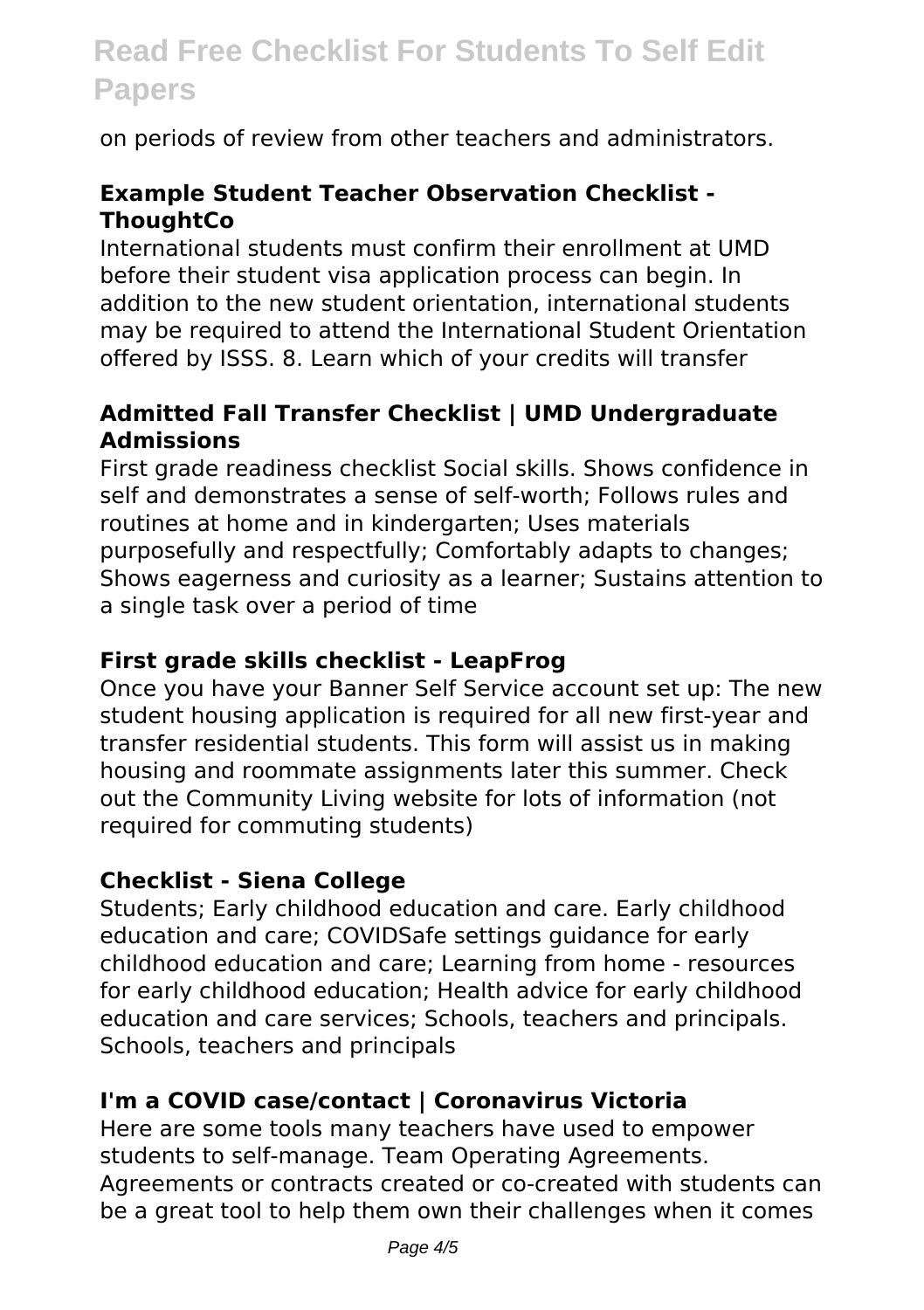on periods of review from other teachers and administrators.

### Example Student Teacher Observation Checklist - ThoughtCo

International students must confirm their enrollment at UMD before their student visa application process can begin. In addition to the new student orientation, international students may be required to attend the International Student Orientation offered by ISSS. 8. Learn which of your credits will transfer

### Admitted Fall Transfer Checklist | UMD Undergraduate Admissions

First grade readiness checklist Social skills. Shows confidence in self and demonstrates a sense of self-worth; Follows rules and routines at home and in kindergarten; Uses materials purposefully and respectfully; Comfortably adapts to changes; Shows eagerness and curiosity as a learner; Sustains attention to a single task over a period of time

### First grade skills checklist - LeapFrog

Once you have your Banner Self Service account set up: The new student housing application is required for all new first-year and transfer residential students. This form will assist us in making housing and roommate assignments later this summer. Check out the Community Living website for lots of information (not required for commuting students)

### Checklist - Siena College

Students; Early childhood education and care. Early childhood education and care; COVIDSafe settings guidance for early childhood education and care; Learning from home - resources for early childhood education; Health advice for early childhood education and care services; Schools, teachers and principals. Schools, teachers and principals

### I'm a COVID case/contact | Coronavirus Victoria

Here are some tools many teachers have used to empower students to self-manage. Team Operating Agreements. Agreements or contracts created or co-created with students can be a great tool to help them own their challenges when it comes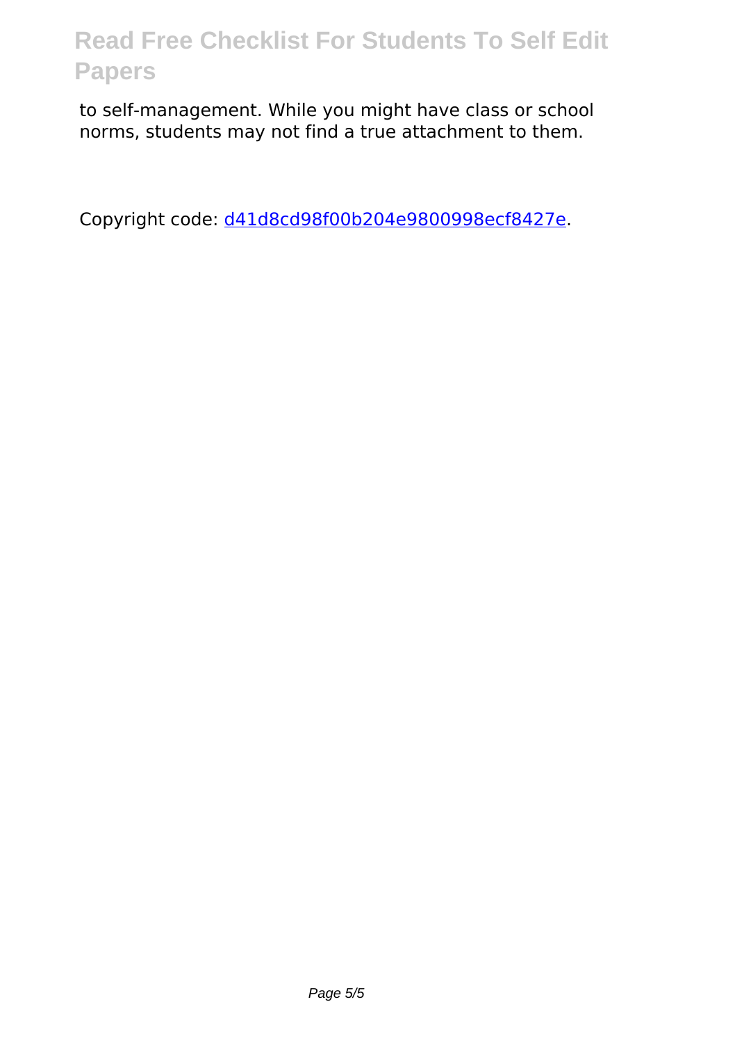to self-management. While you might have class or school norms, students may not find a true attachment to them.

Copyright code: d41d8cd98f00b204e9800998ecf8427e.